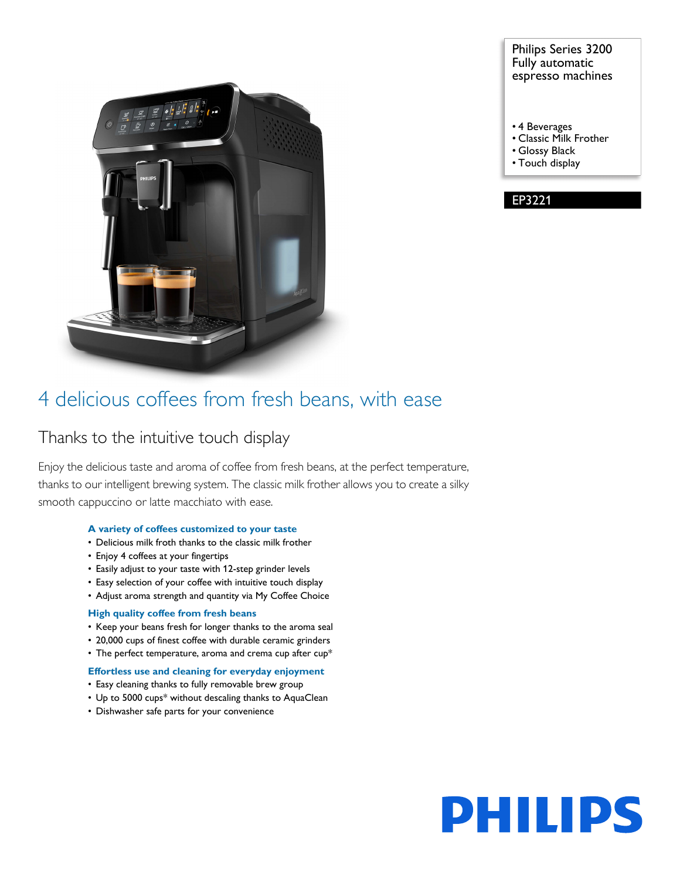Philips Series 3200
Fully automatic
espresso machines

- 4 Beverages
- Classic Milk Frother
- Glossy Black
- Touch display

EP3221

# 4 delicious coffees from fresh beans, with ease

## Thanks to the intuitive touch display

Enjoy the delicious taste and aroma of coffee from fresh beans, at the perfect temperature, thanks to our intelligent brewing system. The classic milk frother allows you to create a silky smooth cappuccino or latte macchiato with ease.

**A variety of coffees customized to your taste**

- Delicious milk froth thanks to the classic milk frother
- Enjoy 4 coffees at your fingertips
- Easily adjust to your taste with 12-step grinder levels
- Easy selection of your coffee with intuitive touch display
- Adjust aroma strength and quantity via My Coffee Choice

**High quality coffee from fresh beans**

- Keep your beans fresh for longer thanks to the aroma seal
- 20,000 cups of finest coffee with durable ceramic grinders
- The perfect temperature, aroma and crema cup after cup*

**Effortless use and cleaning for everyday enjoyment**

- Easy cleaning thanks to fully removable brew group
- Up to 5000 cups* without descaling thanks to AquaClean
- Dishwasher safe parts for your convenience

PHILIPS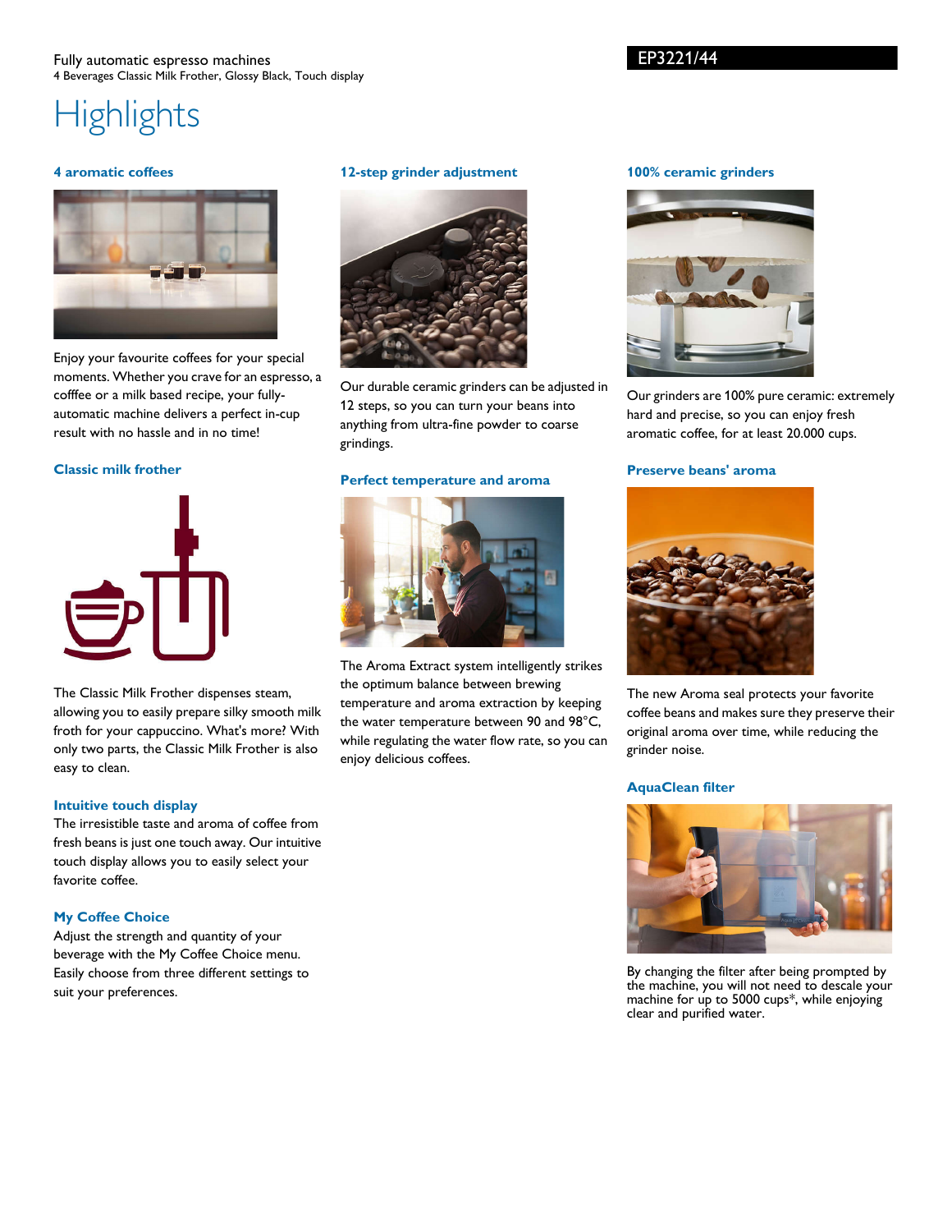Fully automatic espresso machines
4 Beverages Classic Milk Frother, Glossy Black, Touch display

EP3221/44

# Highlights

### 4 aromatic coffees

Enjoy your favourite coffees for your special moments. Whether you crave for an espresso, a cofffee or a milk based recipe, your fully-automatic machine delivers a perfect in-cup result with no hassle and in no time!

### Classic milk frother

The Classic Milk Frother dispenses steam, allowing you to easily prepare silky smooth milk froth for your cappuccino. What's more? With only two parts, the Classic Milk Frother is also easy to clean.

### Intuitive touch display

The irresistible taste and aroma of coffee from fresh beans is just one touch away. Our intuitive touch display allows you to easily select your favorite coffee.

### My Coffee Choice

Adjust the strength and quantity of your beverage with the My Coffee Choice menu. Easily choose from three different settings to suit your preferences.

### 12-step grinder adjustment

Our durable ceramic grinders can be adjusted in 12 steps, so you can turn your beans into anything from ultra-fine powder to coarse grindings.

### Perfect temperature and aroma

The Aroma Extract system intelligently strikes the optimum balance between brewing temperature and aroma extraction by keeping the water temperature between 90 and 98°C, while regulating the water flow rate, so you can enjoy delicious coffees.

### 100% ceramic grinders

Our grinders are 100% pure ceramic: extremely hard and precise, so you can enjoy fresh aromatic coffee, for at least 20.000 cups.

### Preserve beans' aroma

The new Aroma seal protects your favorite coffee beans and makes sure they preserve their original aroma over time, while reducing the grinder noise.

### AquaClean filter

By changing the filter after being prompted by the machine, you will not need to descale your machine for up to 5000 cups*, while enjoying clear and purified water.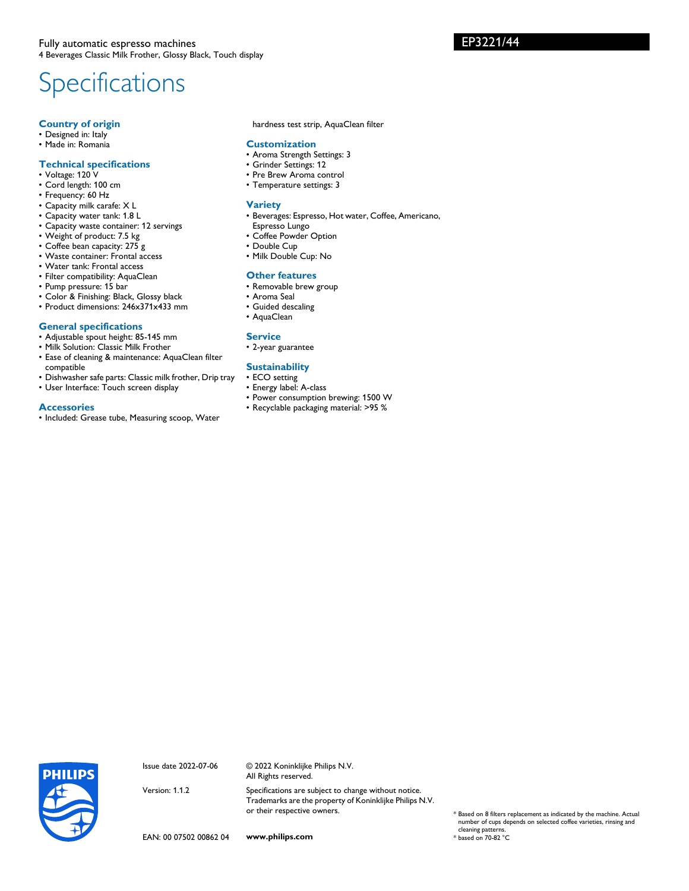Fully automatic espresso machines
4 Beverages Classic Milk Frother, Glossy Black, Touch display

EP3221/44

# Specifications

### Country of origin
- Designed in: Italy
- Made in: Romania

### Technical specifications
- Voltage: 120 V
- Cord length: 100 cm
- Frequency: 60 Hz
- Capacity milk carafe: X L
- Capacity water tank: 1.8 L
- Capacity waste container: 12 servings
- Weight of product: 7.5 kg
- Coffee bean capacity: 275 g
- Waste container: Frontal access
- Water tank: Frontal access
- Filter compatibility: AquaClean
- Pump pressure: 15 bar
- Color & Finishing: Black, Glossy black
- Product dimensions: 246x371x433 mm

### General specifications
- Adjustable spout height: 85-145 mm
- Milk Solution: Classic Milk Frother
- Ease of cleaning & maintenance: AquaClean filter compatible
- Dishwasher safe parts: Classic milk frother, Drip tray
- User Interface: Touch screen display

### Accessories
- Included: Grease tube, Measuring scoop, Water hardness test strip, AquaClean filter

### Customization
- Aroma Strength Settings: 3
- Grinder Settings: 12
- Pre Brew Aroma control
- Temperature settings: 3

### Variety
- Beverages: Espresso, Hot water, Coffee, Americano, Espresso Lungo
- Coffee Powder Option
- Double Cup
- Milk Double Cup: No

### Other features
- Removable brew group
- Aroma Seal
- Guided descaling
- AquaClean

### Service
- 2-year guarantee

### Sustainability
- ECO setting
- Energy label: A-class
- Power consumption brewing: 1500 W
- Recyclable packaging material: >95 %

Issue date 2022-07-06

Version: 1.1.2

EAN: 00 07502 00862 04

© 2022 Koninklijke Philips N.V.
All Rights reserved.

Specifications are subject to change without notice. Trademarks are the property of Koninklijke Philips N.V. or their respective owners.

www.philips.com

* Based on 8 filters replacement as indicated by the machine. Actual number of cups depends on selected coffee varieties, rinsing and cleaning patterns.
* based on 70-82 °C